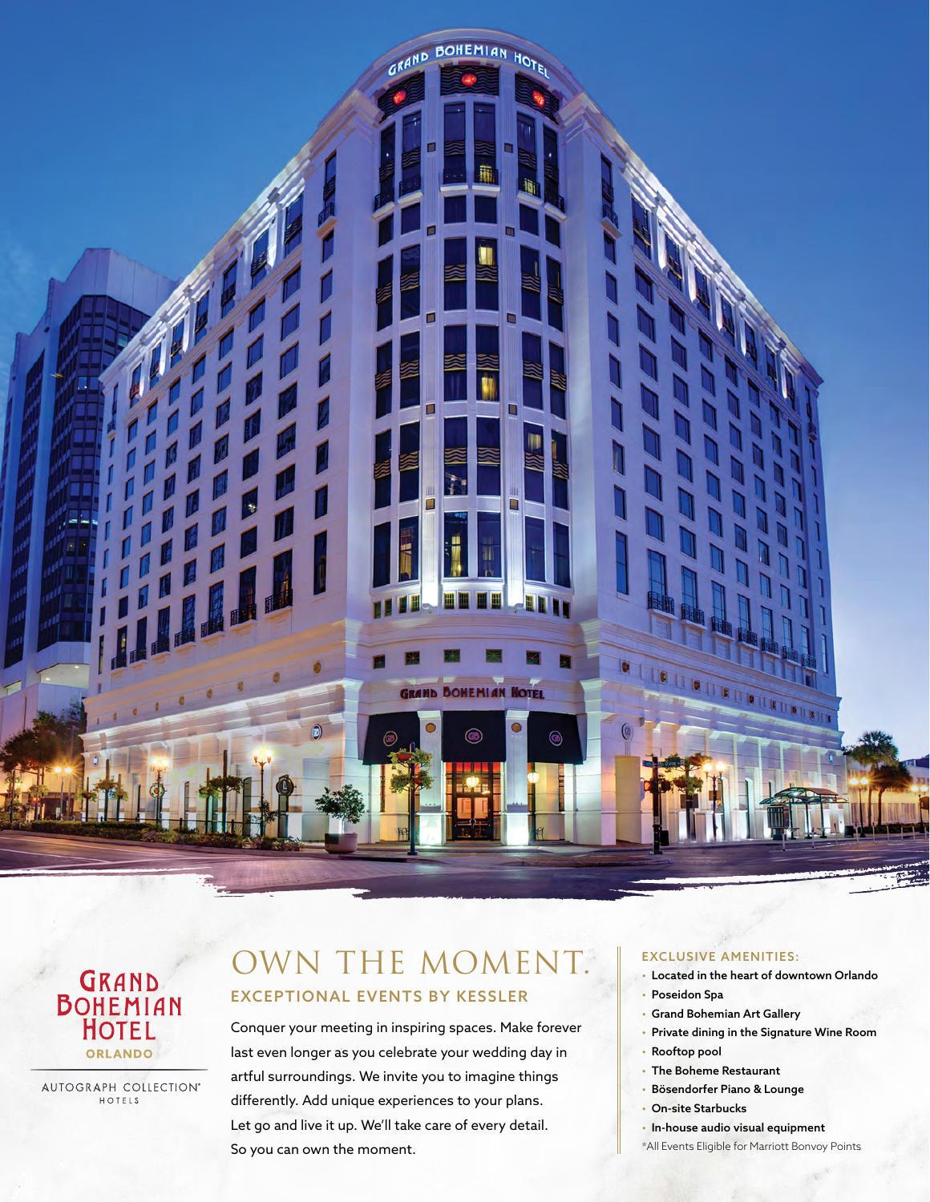GRAND BOHEMIAN HOTEL
ORLANDO

AUTOGRAPH COLLECTION®
HOTELS

# OWN THE MOMENT.

## EXCEPTIONAL EVENTS BY KESSLER

Conquer your meeting in inspiring spaces. Make forever last even longer as you celebrate your wedding day in artful surroundings. We invite you to imagine things differently. Add unique experiences to your plans. Let go and live it up. We'll take care of every detail. So you can own the moment.

### EXCLUSIVE AMENITIES:

- **Located in the heart of downtown Orlando**
- **Poseidon Spa**
- **Grand Bohemian Art Gallery**
- **Private dining in the Signature Wine Room**
- **Rooftop pool**
- **The Boheme Restaurant**
- **Bösendorfer Piano & Lounge**
- **On-site Starbucks**
- **In-house audio visual equipment**

*All Events Eligible for Marriott Bonvoy Points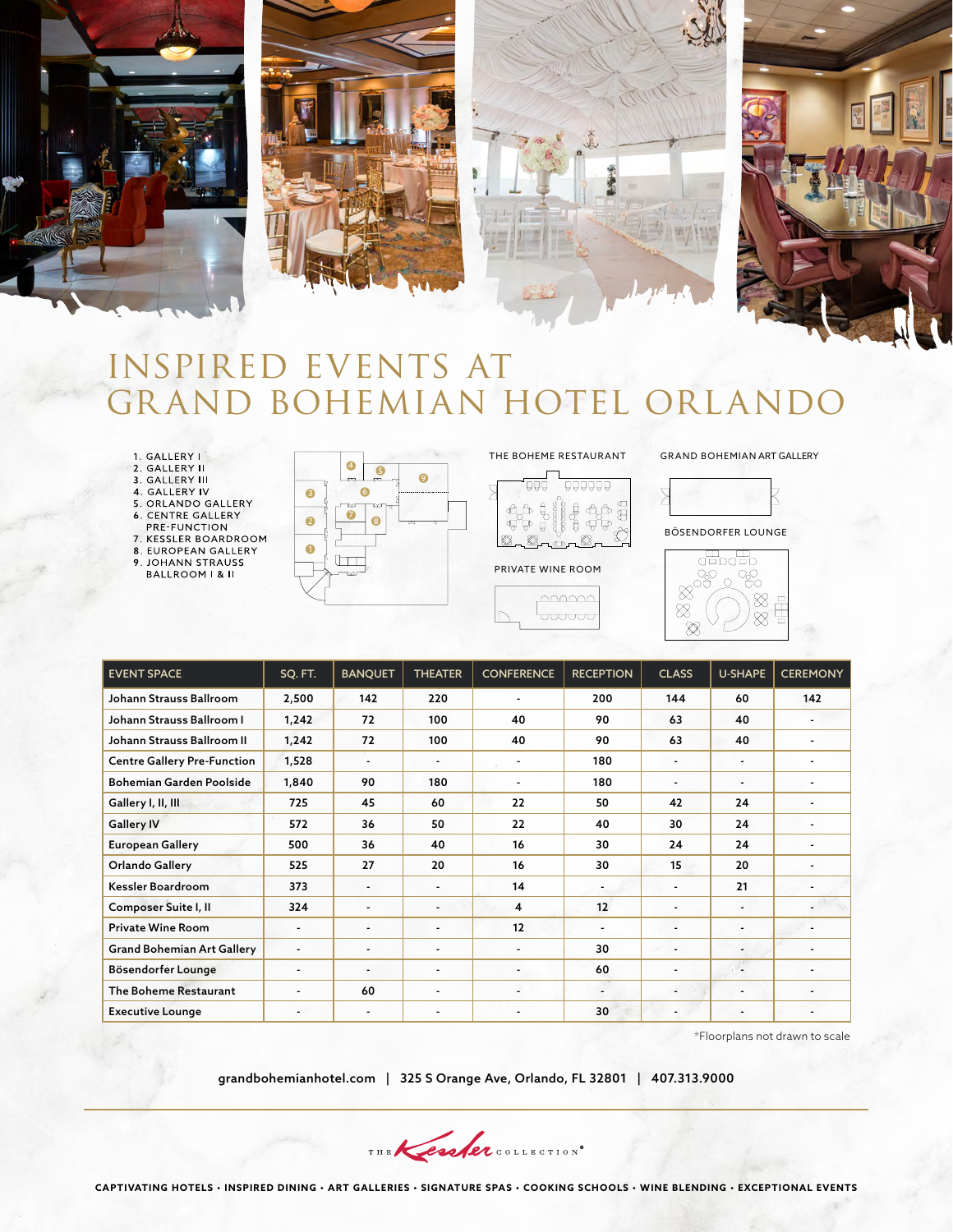# INSPIRED EVENTS AT GRAND BOHEMIAN HOTEL ORLANDO

1. GALLERY I
2. GALLERY II
3. GALLERY III
4. GALLERY IV
5. ORLANDO GALLERY
6. CENTRE GALLERY PRE-FUNCTION
7. KESSLER BOARDROOM
8. EUROPEAN GALLERY
9. JOHANN STRAUSS BALLROOM I & II

THE BOHEME RESTAURANT

GRAND BOHEMIAN ART GALLERY

BÖSENDORFER LOUNGE

PRIVATE WINE ROOM

| EVENT SPACE | SQ. FT. | BANQUET | THEATER | CONFERENCE | RECEPTION | CLASS | U-SHAPE | CEREMONY |
|---|---|---|---|---|---|---|---|---|
| Johann Strauss Ballroom | 2,500 | 142 | 220 | - | 200 | 144 | 60 | 142 |
| Johann Strauss Ballroom I | 1,242 | 72 | 100 | 40 | 90 | 63 | 40 | - |
| Johann Strauss Ballroom II | 1,242 | 72 | 100 | 40 | 90 | 63 | 40 | - |
| Centre Gallery Pre-Function | 1,528 | - | - | - | 180 | - | - | - |
| Bohemian Garden Poolside | 1,840 | 90 | 180 | - | 180 | - | - | - |
| Gallery I, II, III | 725 | 45 | 60 | 22 | 50 | 42 | 24 | - |
| Gallery IV | 572 | 36 | 50 | 22 | 40 | 30 | 24 | - |
| European Gallery | 500 | 36 | 40 | 16 | 30 | 24 | 24 | - |
| Orlando Gallery | 525 | 27 | 20 | 16 | 30 | 15 | 20 | - |
| Kessler Boardroom | 373 | - | - | 14 | - | - | 21 | - |
| Composer Suite I, II | 324 | - | - | 4 | 12 | - | - | - |
| Private Wine Room | - | - | - | 12 | - | - | - | - |
| Grand Bohemian Art Gallery | - | - | - | - | 30 | - | - | - |
| Bösendorfer Lounge | - | - | - | - | 60 | - | - | - |
| The Boheme Restaurant | - | 60 | - | - | - | - | - | - |
| Executive Lounge | - | - | - | - | 30 | - | - | - |

*Floorplans not drawn to scale

grandbohemianhotel.com | 325 S Orange Ave, Orlando, FL 32801 | 407.313.9000

THE Kessler COLLECTION®

CAPTIVATING HOTELS • INSPIRED DINING • ART GALLERIES • SIGNATURE SPAS • COOKING SCHOOLS • WINE BLENDING • EXCEPTIONAL EVENTS